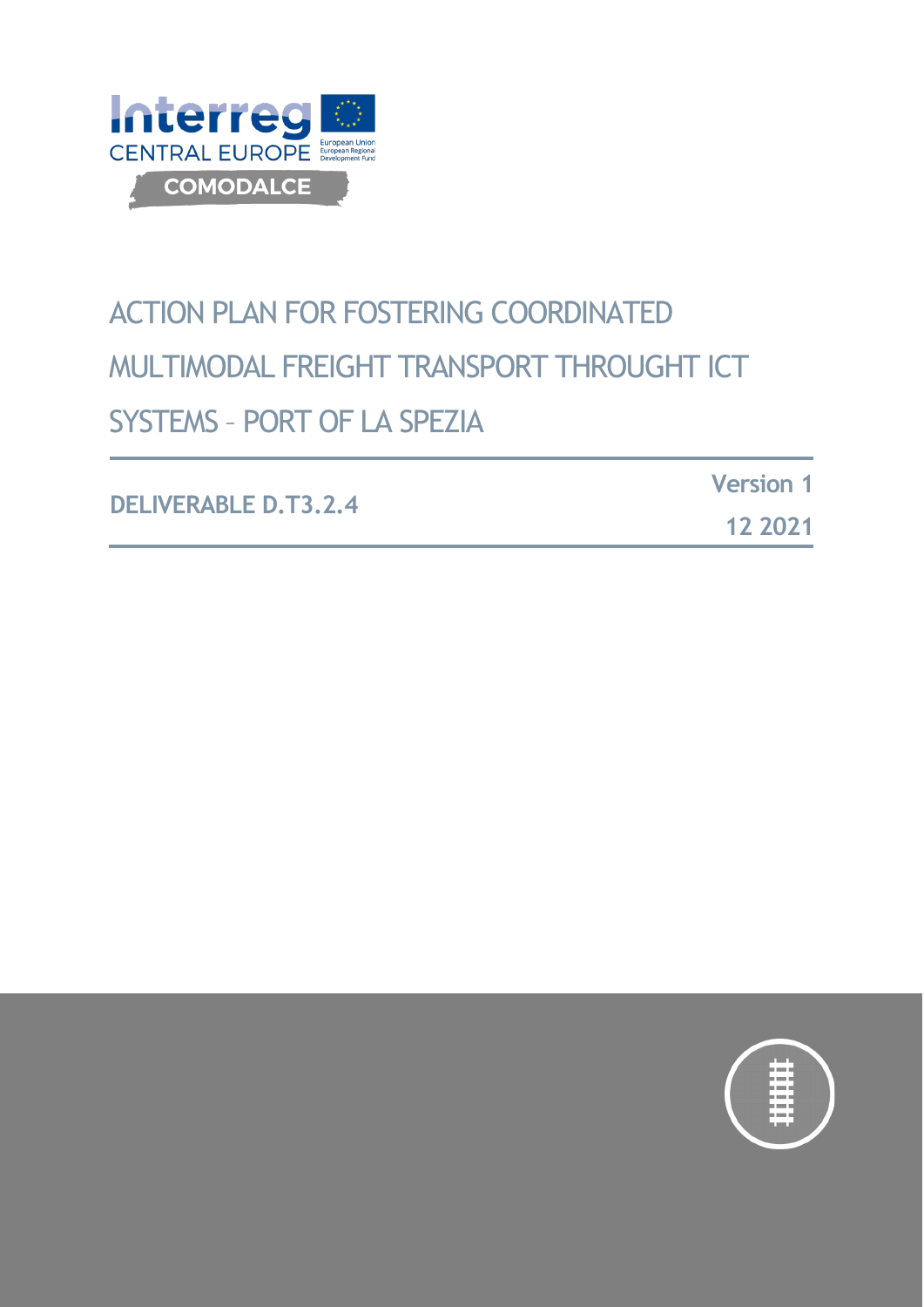Interreg CENTRAL EUROPE

European Union
European Regional Development Fund

COMODALCE

# ACTION PLAN FOR FOSTERING COORDINATED MULTIMODAL FREIGHT TRANSPORT THROUGHT ICT SYSTEMS – PORT OF LA SPEZIA

**DELIVERABLE D.T3.2.4**

**Version 1**

**12 2021**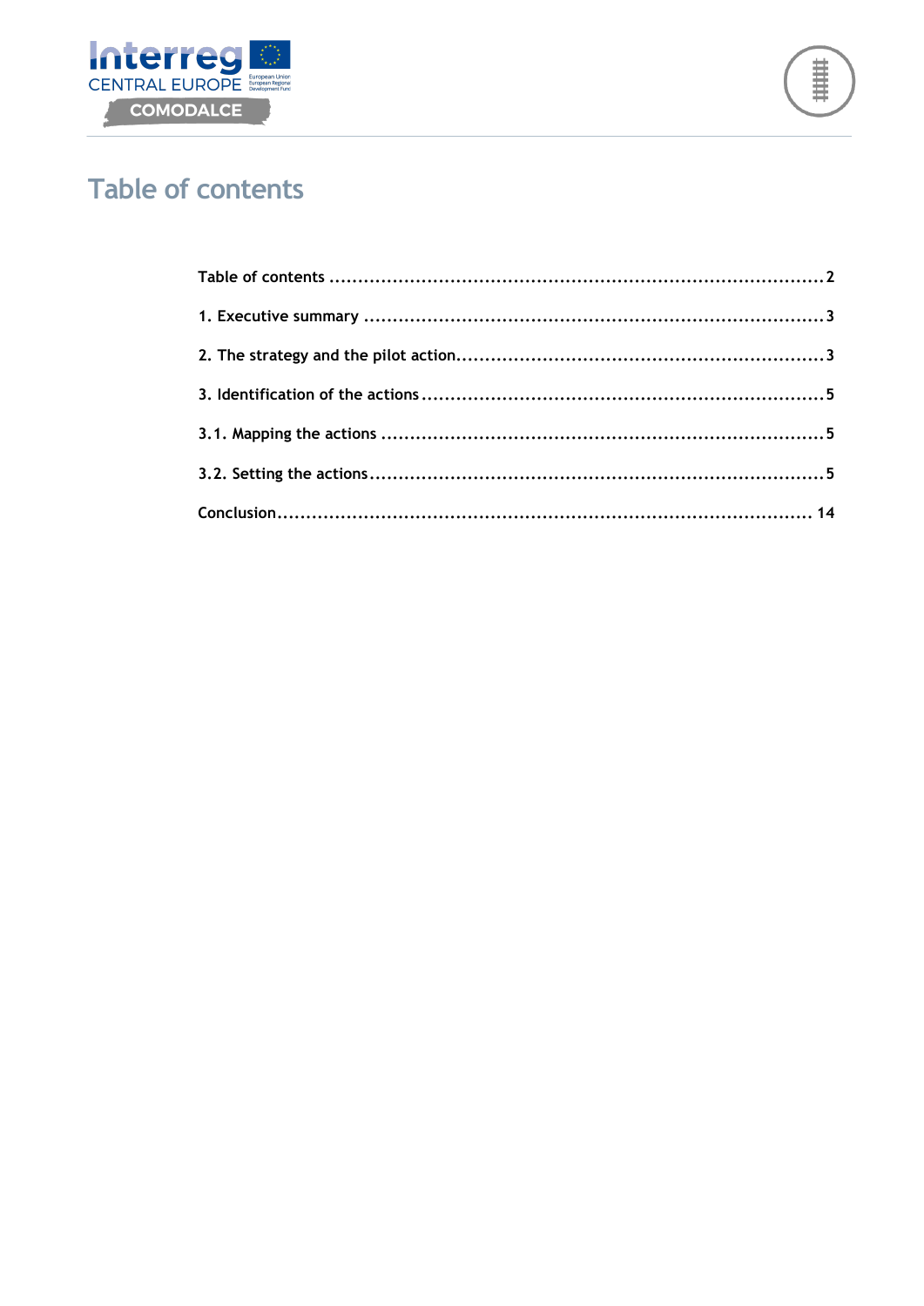# Table of contents

Table of contents ........................................................................................2

1. Executive summary ....................................................................................3

2. The strategy and the pilot action...................................................................3

3. Identification of the actions ..........................................................................5

3.1. Mapping the actions ................................................................................5

3.2. Setting the actions...................................................................................5

Conclusion............................................................................................... 14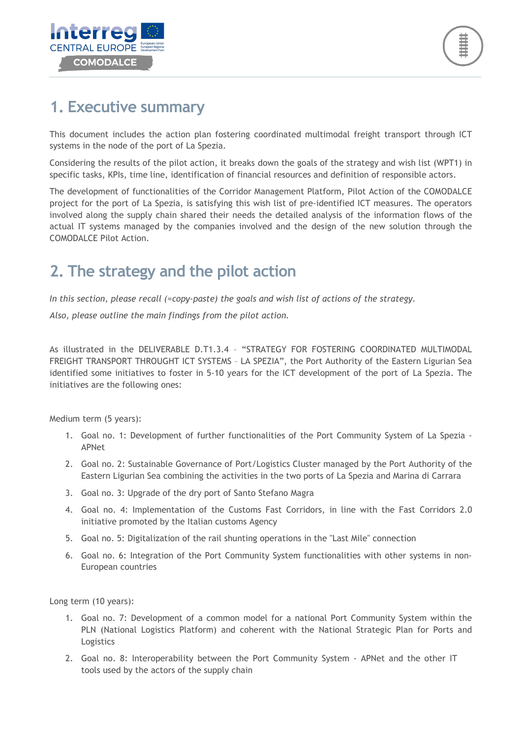# 1. Executive summary

This document includes the action plan fostering coordinated multimodal freight transport through ICT systems in the node of the port of La Spezia.

Considering the results of the pilot action, it breaks down the goals of the strategy and wish list (WPT1) in specific tasks, KPIs, time line, identification of financial resources and definition of responsible actors.

The development of functionalities of the Corridor Management Platform, Pilot Action of the COMODALCE project for the port of La Spezia, is satisfying this wish list of pre-identified ICT measures. The operators involved along the supply chain shared their needs the detailed analysis of the information flows of the actual IT systems managed by the companies involved and the design of the new solution through the COMODALCE Pilot Action.

# 2. The strategy and the pilot action

*In this section, please recall (=copy-paste) the goals and wish list of actions of the strategy.*

*Also, please outline the main findings from the pilot action.*

As illustrated in the DELIVERABLE D.T1.3.4 – "STRATEGY FOR FOSTERING COORDINATED MULTIMODAL FREIGHT TRANSPORT THROUGHT ICT SYSTEMS – LA SPEZIA", the Port Authority of the Eastern Ligurian Sea identified some initiatives to foster in 5-10 years for the ICT development of the port of La Spezia. The initiatives are the following ones:

Medium term (5 years):

1. Goal no. 1: Development of further functionalities of the Port Community System of La Spezia - APNet
2. Goal no. 2: Sustainable Governance of Port/Logistics Cluster managed by the Port Authority of the Eastern Ligurian Sea combining the activities in the two ports of La Spezia and Marina di Carrara
3. Goal no. 3: Upgrade of the dry port of Santo Stefano Magra
4. Goal no. 4: Implementation of the Customs Fast Corridors, in line with the Fast Corridors 2.0 initiative promoted by the Italian customs Agency
5. Goal no. 5: Digitalization of the rail shunting operations in the "Last Mile" connection
6. Goal no. 6: Integration of the Port Community System functionalities with other systems in non-European countries

Long term (10 years):

1. Goal no. 7: Development of a common model for a national Port Community System within the PLN (National Logistics Platform) and coherent with the National Strategic Plan for Ports and Logistics
2. Goal no. 8: Interoperability between the Port Community System - APNet and the other IT tools used by the actors of the supply chain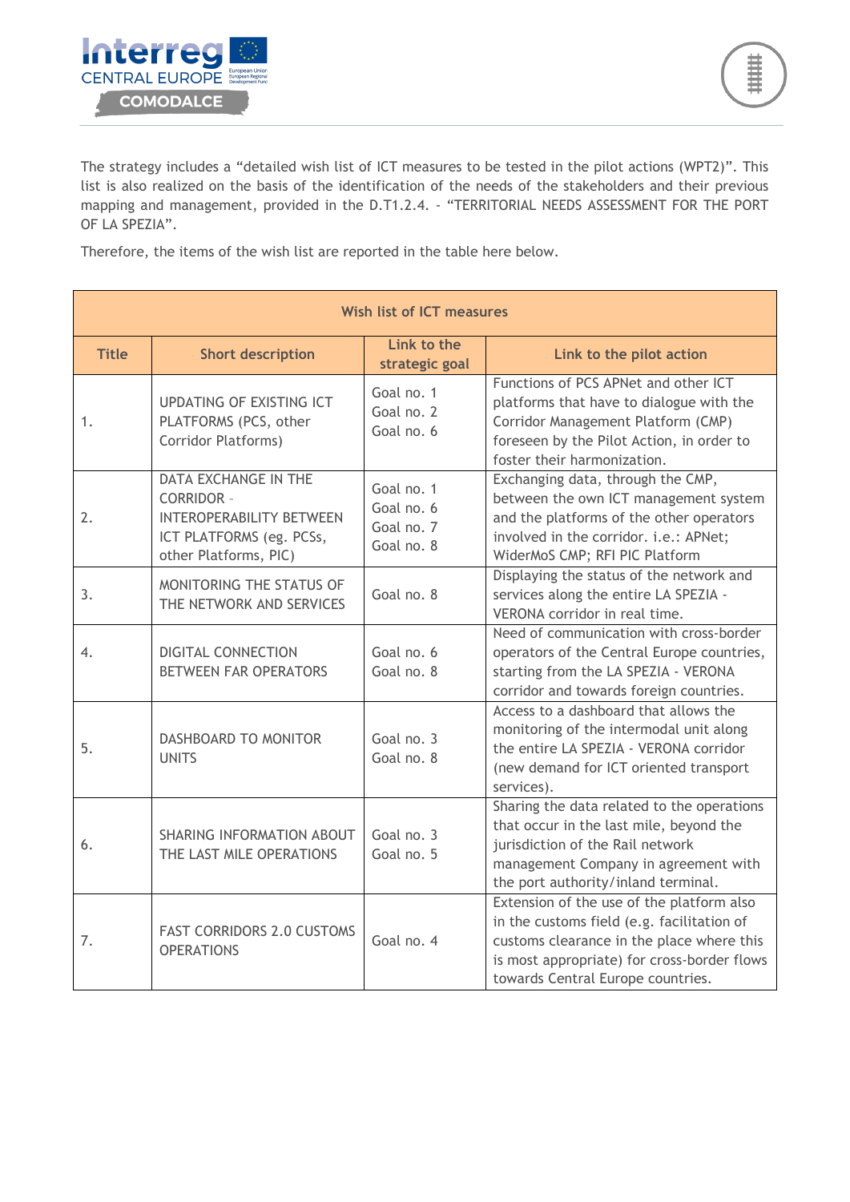The strategy includes a “detailed wish list of ICT measures to be tested in the pilot actions (WPT2)”. This list is also realized on the basis of the identification of the needs of the stakeholders and their previous mapping and management, provided in the D.T1.2.4. - “TERRITORIAL NEEDS ASSESSMENT FOR THE PORT OF LA SPEZIA”.

Therefore, the items of the wish list are reported in the table here below.

| Wish list of ICT measures | | | |
|---|---|---|---|
| **Title** | **Short description** | **Link to the strategic goal** | **Link to the pilot action** |
| 1. | UPDATING OF EXISTING ICT PLATFORMS (PCS, other Corridor Platforms) | Goal no. 1<br>Goal no. 2<br>Goal no. 6 | Functions of PCS APNet and other ICT platforms that have to dialogue with the Corridor Management Platform (CMP) foreseen by the Pilot Action, in order to foster their harmonization. |
| 2. | DATA EXCHANGE IN THE CORRIDOR - INTEROPERABILITY BETWEEN ICT PLATFORMS (eg. PCSs, other Platforms, PIC) | Goal no. 1<br>Goal no. 6<br>Goal no. 7<br>Goal no. 8 | Exchanging data, through the CMP, between the own ICT management system and the platforms of the other operators involved in the corridor. i.e.: APNet; WiderMoS CMP; RFI PIC Platform |
| 3. | MONITORING THE STATUS OF THE NETWORK AND SERVICES | Goal no. 8 | Displaying the status of the network and services along the entire LA SPEZIA - VERONA corridor in real time. |
| 4. | DIGITAL CONNECTION BETWEEN FAR OPERATORS | Goal no. 6<br>Goal no. 8 | Need of communication with cross-border operators of the Central Europe countries, starting from the LA SPEZIA - VERONA corridor and towards foreign countries. |
| 5. | DASHBOARD TO MONITOR UNITS | Goal no. 3<br>Goal no. 8 | Access to a dashboard that allows the monitoring of the intermodal unit along the entire LA SPEZIA - VERONA corridor (new demand for ICT oriented transport services). |
| 6. | SHARING INFORMATION ABOUT THE LAST MILE OPERATIONS | Goal no. 3<br>Goal no. 5 | Sharing the data related to the operations that occur in the last mile, beyond the jurisdiction of the Rail network management Company in agreement with the port authority/inland terminal. |
| 7. | FAST CORRIDORS 2.0 CUSTOMS OPERATIONS | Goal no. 4 | Extension of the use of the platform also in the customs field (e.g. facilitation of customs clearance in the place where this is most appropriate) for cross-border flows towards Central Europe countries. |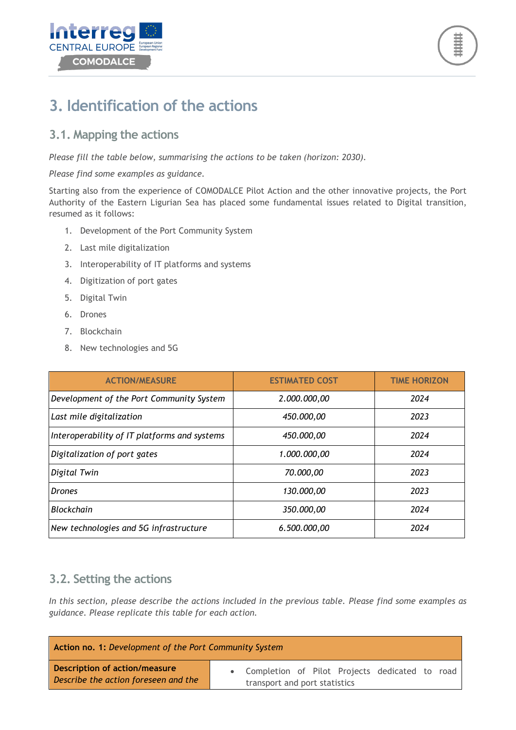# 3. Identification of the actions

## 3.1. Mapping the actions

*Please fill the table below, summarising the actions to be taken (horizon: 2030).*

*Please find some examples as guidance.*

Starting also from the experience of COMODALCE Pilot Action and the other innovative projects, the Port Authority of the Eastern Ligurian Sea has placed some fundamental issues related to Digital transition, resumed as it follows:

1. Development of the Port Community System
2. Last mile digitalization
3. Interoperability of IT platforms and systems
4. Digitization of port gates
5. Digital Twin
6. Drones
7. Blockchain
8. New technologies and 5G

| ACTION/MEASURE | ESTIMATED COST | TIME HORIZON |
|---|---|---|
| *Development of the Port Community System* | *2.000.000,00* | *2024* |
| *Last mile digitalization* | *450.000,00* | *2023* |
| *Interoperability of IT platforms and systems* | *450.000,00* | *2024* |
| *Digitalization of port gates* | *1.000.000,00* | *2024* |
| *Digital Twin* | *70.000,00* | *2023* |
| *Drones* | *130.000,00* | *2023* |
| *Blockchain* | *350.000,00* | *2024* |
| *New technologies and 5G infrastructure* | *6.500.000,00* | *2024* |

## 3.2. Setting the actions

*In this section, please describe the actions included in the previous table. Please find some examples as guidance. Please replicate this table for each action.*

| **Action no. 1:** *Development of the Port Community System* | |
|---|---|
| **Description of action/measure** *Describe the action foreseen and the* | • Completion of Pilot Projects dedicated to road transport and port statistics |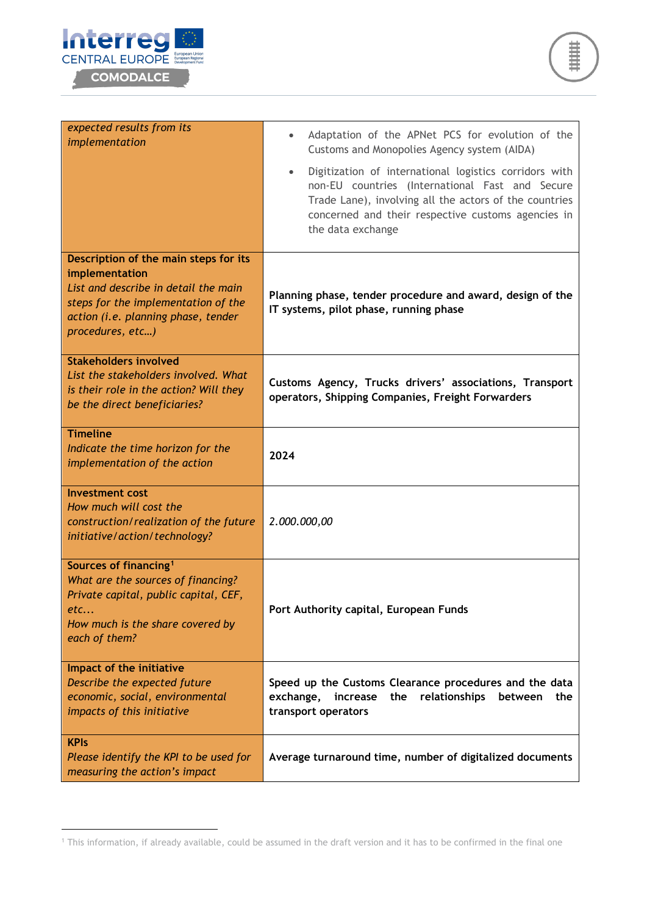| *expected results from its implementation* | • Adaptation of the APNet PCS for evolution of the Customs and Monopolies Agency system (AIDA) <br> • Digitization of international logistics corridors with non-EU countries (International Fast and Secure Trade Lane), involving all the actors of the countries concerned and their respective customs agencies in the data exchange |
|---|---|
| **Description of the main steps for its implementation** <br> *List and describe in detail the main steps for the implementation of the action (i.e. planning phase, tender procedures, etc…)* | **Planning phase, tender procedure and award, design of the IT systems, pilot phase, running phase** |
| **Stakeholders involved** <br> *List the stakeholders involved. What is their role in the action? Will they be the direct beneficiaries?* | **Customs Agency, Trucks drivers' associations, Transport operators, Shipping Companies, Freight Forwarders** |
| **Timeline** <br> *Indicate the time horizon for the implementation of the action* | **2024** |
| **Investment cost** <br> *How much will cost the construction/realization of the future initiative/action/technology?* | *2.000.000,00* |
| **Sources of financing**[1] <br> *What are the sources of financing? Private capital, public capital, CEF, etc...* <br> *How much is the share covered by each of them?* | **Port Authority capital, European Funds** |
| **Impact of the initiative** <br> *Describe the expected future economic, social, environmental impacts of this initiative* | **Speed up the Customs Clearance procedures and the data exchange, increase the relationships between the transport operators** |
| **KPIs** <br> *Please identify the KPI to be used for measuring the action's impact* | **Average turnaround time, number of digitalized documents** |

[1] This information, if already available, could be assumed in the draft version and it has to be confirmed in the final one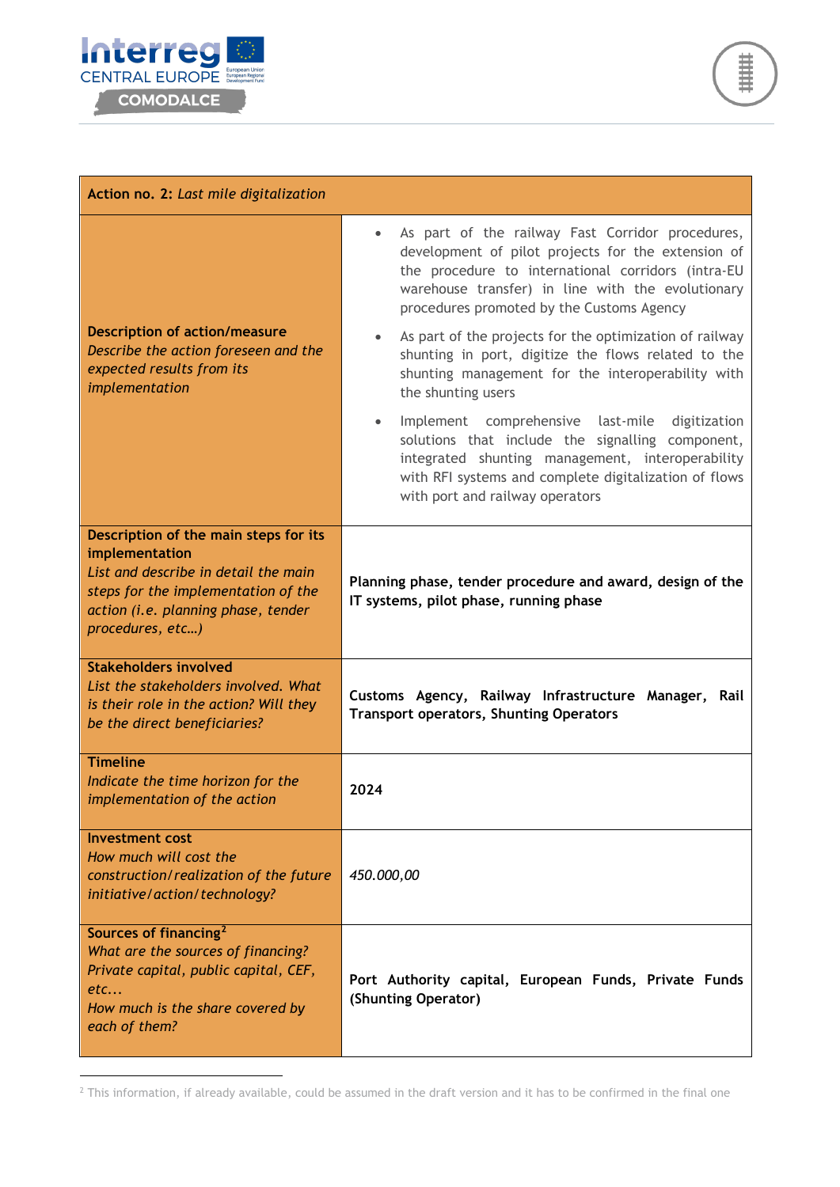| **Action no. 2:** *Last mile digitalization* | |
|---|---|
| **Description of action/measure**<br>*Describe the action foreseen and the expected results from its implementation* | • As part of the railway Fast Corridor procedures, development of pilot projects for the extension of the procedure to international corridors (intra-EU warehouse transfer) in line with the evolutionary procedures promoted by the Customs Agency<br>• As part of the projects for the optimization of railway shunting in port, digitize the flows related to the shunting management for the interoperability with the shunting users<br>• Implement comprehensive last-mile digitization solutions that include the signalling component, integrated shunting management, interoperability with RFI systems and complete digitalization of flows with port and railway operators |
| **Description of the main steps for its implementation**<br>*List and describe in detail the main steps for the implementation of the action (i.e. planning phase, tender procedures, etc…)* | **Planning phase, tender procedure and award, design of the IT systems, pilot phase, running phase** |
| **Stakeholders involved**<br>*List the stakeholders involved. What is their role in the action? Will they be the direct beneficiaries?* | **Customs Agency, Railway Infrastructure Manager, Rail Transport operators, Shunting Operators** |
| **Timeline**<br>*Indicate the time horizon for the implementation of the action* | **2024** |
| **Investment cost**<br>*How much will cost the construction/realization of the future initiative/action/technology?* | *450.000,00* |
| **Sources of financing**[2]<br>*What are the sources of financing? Private capital, public capital, CEF, etc...*<br>*How much is the share covered by each of them?* | **Port Authority capital, European Funds, Private Funds (Shunting Operator)** |

[2] This information, if already available, could be assumed in the draft version and it has to be confirmed in the final one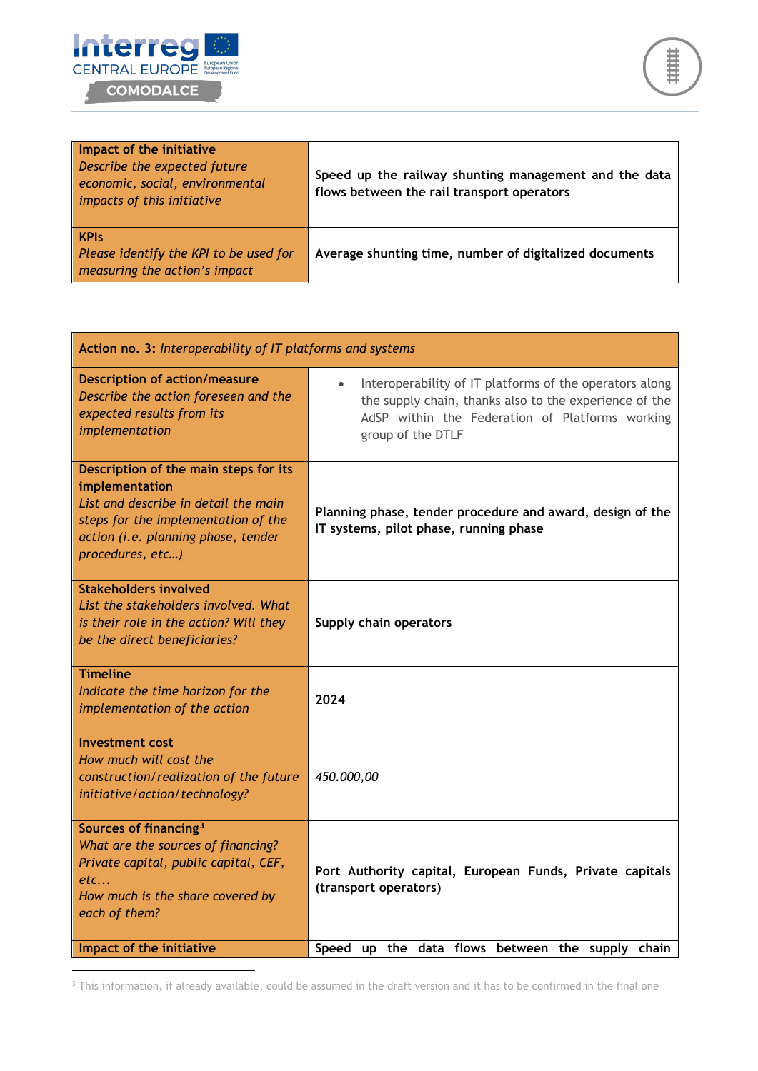| | |
|---|---|
| **Impact of the initiative** *Describe the expected future economic, social, environmental impacts of this initiative* | **Speed up the railway shunting management and the data flows between the rail transport operators** |
| **KPIs** *Please identify the KPI to be used for measuring the action's impact* | **Average shunting time, number of digitalized documents** |

| **Action no. 3:** *Interoperability of IT platforms and systems* | |
|---|---|
| **Description of action/measure** *Describe the action foreseen and the expected results from its implementation* | • Interoperability of IT platforms of the operators along the supply chain, thanks also to the experience of the AdSP within the Federation of Platforms working group of the DTLF |
| **Description of the main steps for its implementation** *List and describe in detail the main steps for the implementation of the action (i.e. planning phase, tender procedures, etc…)* | **Planning phase, tender procedure and award, design of the IT systems, pilot phase, running phase** |
| **Stakeholders involved** *List the stakeholders involved. What is their role in the action? Will they be the direct beneficiaries?* | **Supply chain operators** |
| **Timeline** *Indicate the time horizon for the implementation of the action* | **2024** |
| **Investment cost** *How much will cost the construction/realization of the future initiative/action/technology?* | *450.000,00* |
| **Sources of financing**[3] *What are the sources of financing? Private capital, public capital, CEF, etc… How much is the share covered by each of them?* | **Port Authority capital, European Funds, Private capitals (transport operators)** |
| **Impact of the initiative** | **Speed up the data flows between the supply chain** |

[3] This information, if already available, could be assumed in the draft version and it has to be confirmed in the final one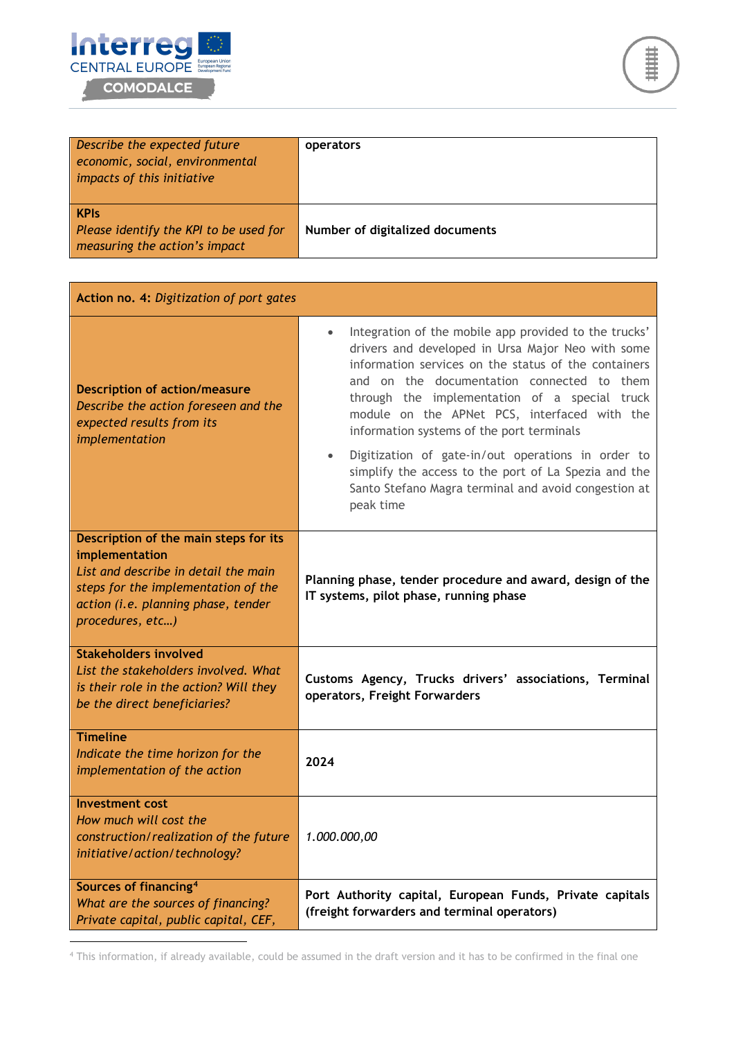| *Describe the expected future economic, social, environmental impacts of this initiative* | **operators** |
| --- | --- |
| **KPIs**<br>*Please identify the KPI to be used for measuring the action's impact* | **Number of digitalized documents** |

| **Action no. 4:** *Digitization of port gates* | |
| --- | --- |
| **Description of action/measure**<br>*Describe the action foreseen and the expected results from its implementation* | • Integration of the mobile app provided to the trucks' drivers and developed in Ursa Major Neo with some information services on the status of the containers and on the documentation connected to them through the implementation of a special truck module on the APNet PCS, interfaced with the information systems of the port terminals<br>• Digitization of gate-in/out operations in order to simplify the access to the port of La Spezia and the Santo Stefano Magra terminal and avoid congestion at peak time |
| **Description of the main steps for its implementation**<br>*List and describe in detail the main steps for the implementation of the action (i.e. planning phase, tender procedures, etc…)* | **Planning phase, tender procedure and award, design of the IT systems, pilot phase, running phase** |
| **Stakeholders involved**<br>*List the stakeholders involved. What is their role in the action? Will they be the direct beneficiaries?* | **Customs Agency, Trucks drivers' associations, Terminal operators, Freight Forwarders** |
| **Timeline**<br>*Indicate the time horizon for the implementation of the action* | **2024** |
| **Investment cost**<br>*How much will cost the construction/realization of the future initiative/action/technology?* | *1.000.000,00* |
| **Sources of financing**[4]<br>*What are the sources of financing? Private capital, public capital, CEF,* | **Port Authority capital, European Funds, Private capitals (freight forwarders and terminal operators)** |

[4] This information, if already available, could be assumed in the draft version and it has to be confirmed in the final one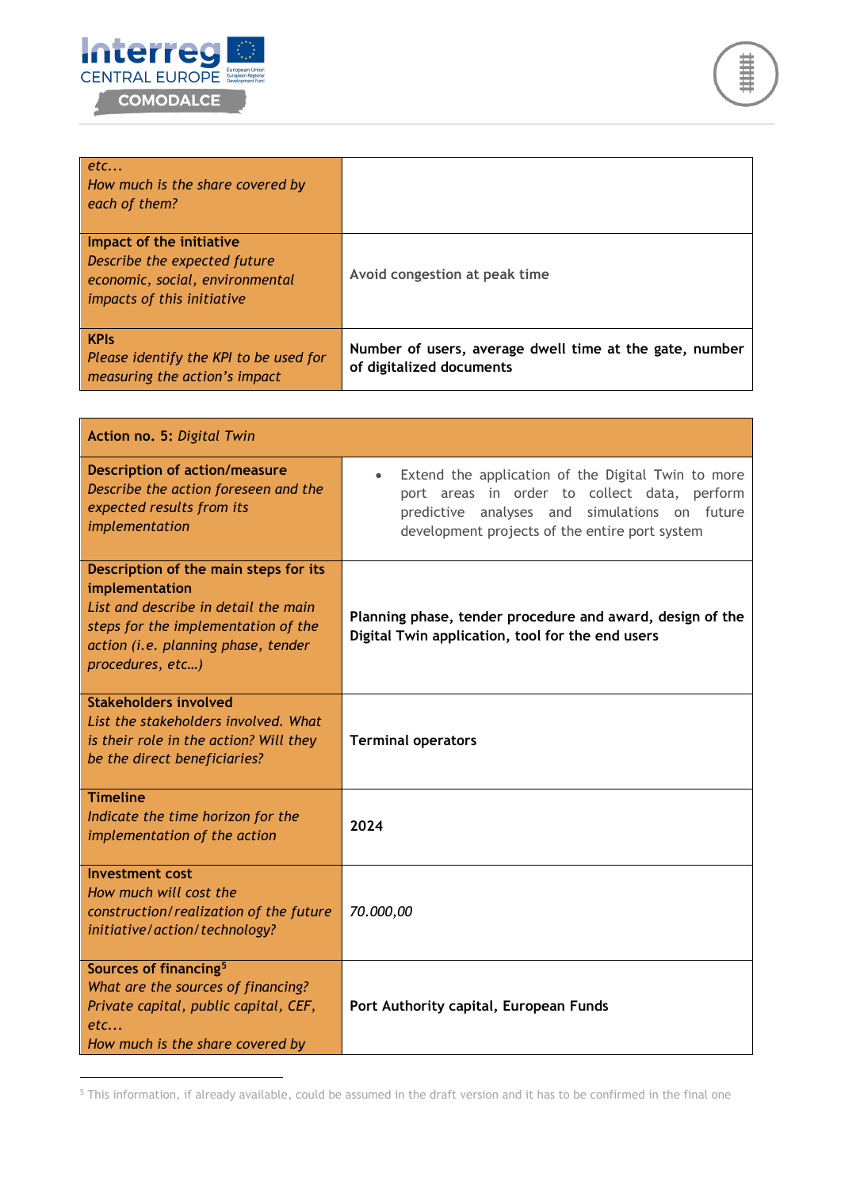| | |
|---|---|
| *etc...*<br>*How much is the share covered by each of them?* | |
| **Impact of the initiative**<br>*Describe the expected future economic, social, environmental impacts of this initiative* | Avoid congestion at peak time |
| **KPIs**<br>*Please identify the KPI to be used for measuring the action's impact* | **Number of users, average dwell time at the gate, number of digitalized documents** |

| **Action no. 5:** *Digital Twin* | |
|---|---|
| **Description of action/measure**<br>*Describe the action foreseen and the expected results from its implementation* | • Extend the application of the Digital Twin to more port areas in order to collect data, perform predictive analyses and simulations on future development projects of the entire port system |
| **Description of the main steps for its implementation**<br>*List and describe in detail the main steps for the implementation of the action (i.e. planning phase, tender procedures, etc…)* | **Planning phase, tender procedure and award, design of the Digital Twin application, tool for the end users** |
| **Stakeholders involved**<br>*List the stakeholders involved. What is their role in the action? Will they be the direct beneficiaries?* | **Terminal operators** |
| **Timeline**<br>*Indicate the time horizon for the implementation of the action* | **2024** |
| **Investment cost**<br>*How much will cost the construction/realization of the future initiative/action/technology?* | *70.000,00* |
| **Sources of financing**[5]<br>*What are the sources of financing? Private capital, public capital, CEF, etc...*<br>*How much is the share covered by* | **Port Authority capital, European Funds** |

[5] This information, if already available, could be assumed in the draft version and it has to be confirmed in the final one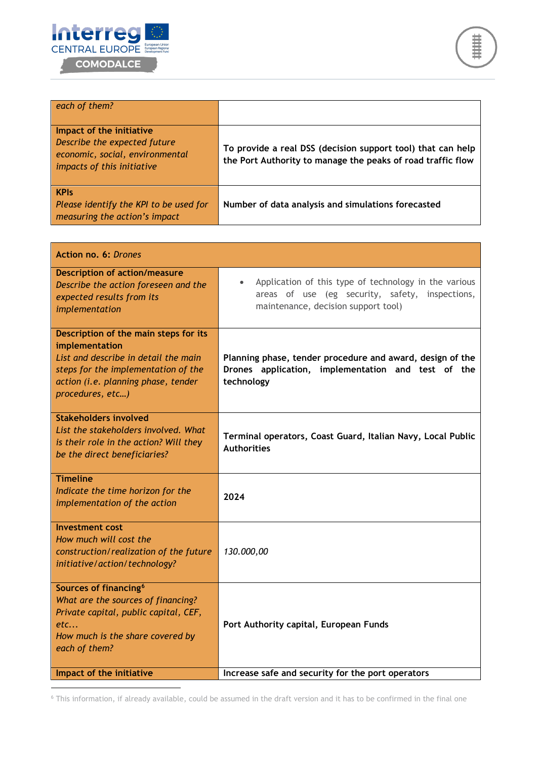| | |
|---|---|
| *each of them?* | |
| **Impact of the initiative** *Describe the expected future economic, social, environmental impacts of this initiative* | **To provide a real DSS (decision support tool) that can help the Port Authority to manage the peaks of road traffic flow** |
| **KPIs** *Please identify the KPI to be used for measuring the action's impact* | **Number of data analysis and simulations forecasted** |

| **Action no. 6:** *Drones* | |
|---|---|
| **Description of action/measure** *Describe the action foreseen and the expected results from its implementation* | • Application of this type of technology in the various areas of use (eg security, safety, inspections, maintenance, decision support tool) |
| **Description of the main steps for its implementation** *List and describe in detail the main steps for the implementation of the action (i.e. planning phase, tender procedures, etc…)* | **Planning phase, tender procedure and award, design of the Drones application, implementation and test of the technology** |
| **Stakeholders involved** *List the stakeholders involved. What is their role in the action? Will they be the direct beneficiaries?* | **Terminal operators, Coast Guard, Italian Navy, Local Public Authorities** |
| **Timeline** *Indicate the time horizon for the implementation of the action* | **2024** |
| **Investment cost** *How much will cost the construction/realization of the future initiative/action/technology?* | *130.000,00* |
| **Sources of financing**[6] *What are the sources of financing? Private capital, public capital, CEF, etc… How much is the share covered by each of them?* | **Port Authority capital, European Funds** |
| **Impact of the initiative** | **Increase safe and security for the port operators** |

[6] This information, if already available, could be assumed in the draft version and it has to be confirmed in the final one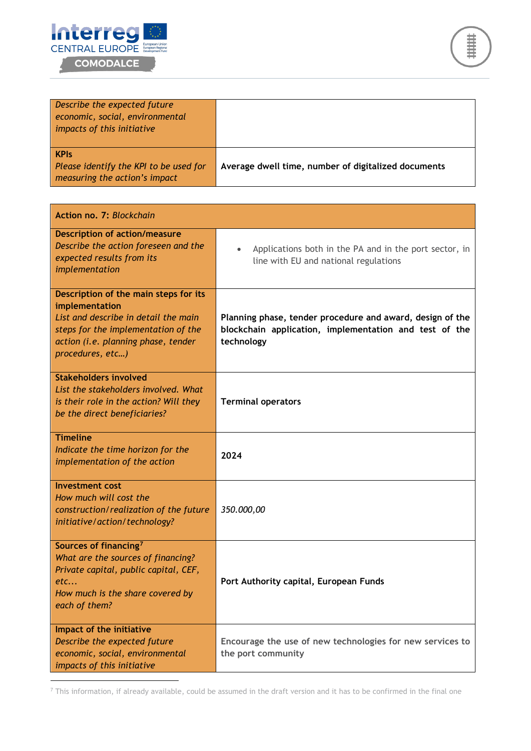| Describe the expected future economic, social, environmental impacts of this initiative | |
|---|---|
| **KPIs**<br>*Please identify the KPI to be used for measuring the action's impact* | **Average dwell time, number of digitalized documents** |

| **Action no. 7:** *Blockchain* | |
|---|---|
| **Description of action/measure**<br>*Describe the action foreseen and the expected results from its implementation* | • Applications both in the PA and in the port sector, in line with EU and national regulations |
| **Description of the main steps for its implementation**<br>*List and describe in detail the main steps for the implementation of the action (i.e. planning phase, tender procedures, etc…)* | **Planning phase, tender procedure and award, design of the blockchain application, implementation and test of the technology** |
| **Stakeholders involved**<br>*List the stakeholders involved. What is their role in the action? Will they be the direct beneficiaries?* | **Terminal operators** |
| **Timeline**<br>*Indicate the time horizon for the implementation of the action* | **2024** |
| **Investment cost**<br>*How much will cost the construction/realization of the future initiative/action/technology?* | *350.000,00* |
| **Sources of financing**[7]<br>*What are the sources of financing? Private capital, public capital, CEF, etc...*<br>*How much is the share covered by each of them?* | **Port Authority capital, European Funds** |
| **Impact of the initiative**<br>*Describe the expected future economic, social, environmental impacts of this initiative* | **Encourage the use of new technologies for new services to the port community** |

[7] This information, if already available, could be assumed in the draft version and it has to be confirmed in the final one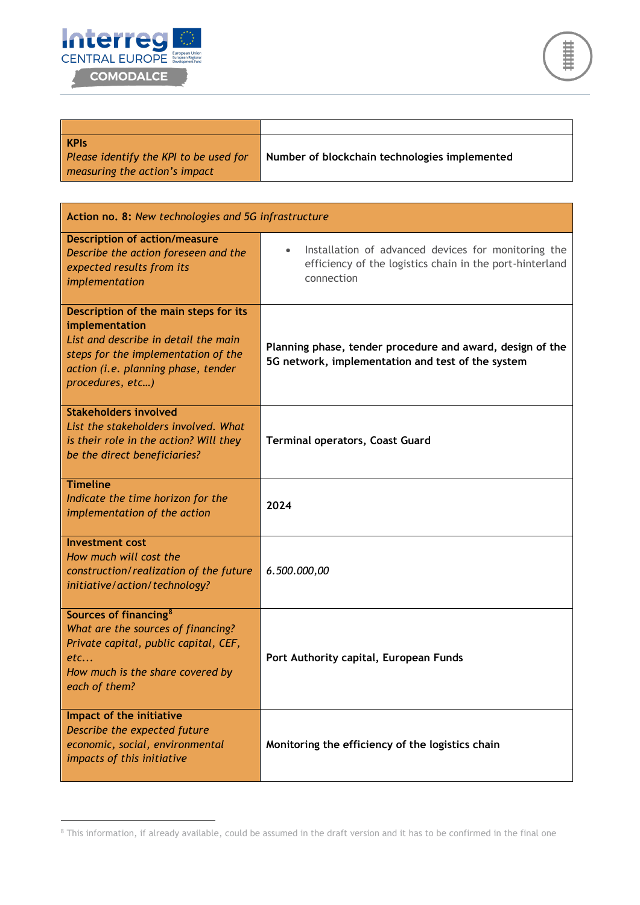| | |
|---|---|
| **KPIs**<br>*Please identify the KPI to be used for measuring the action's impact* | **Number of blockchain technologies implemented** |

| **Action no. 8:** *New technologies and 5G infrastructure* | |
|---|---|
| **Description of action/measure**<br>*Describe the action foreseen and the expected results from its implementation* | • Installation of advanced devices for monitoring the efficiency of the logistics chain in the port-hinterland connection |
| **Description of the main steps for its implementation**<br>*List and describe in detail the main steps for the implementation of the action (i.e. planning phase, tender procedures, etc…)* | **Planning phase, tender procedure and award, design of the 5G network, implementation and test of the system** |
| **Stakeholders involved**<br>*List the stakeholders involved. What is their role in the action? Will they be the direct beneficiaries?* | **Terminal operators, Coast Guard** |
| **Timeline**<br>*Indicate the time horizon for the implementation of the action* | **2024** |
| **Investment cost**<br>*How much will cost the construction/realization of the future initiative/action/technology?* | *6.500.000,00* |
| **Sources of financing**[8]<br>*What are the sources of financing? Private capital, public capital, CEF, etc...*<br>*How much is the share covered by each of them?* | **Port Authority capital, European Funds** |
| **Impact of the initiative**<br>*Describe the expected future economic, social, environmental impacts of this initiative* | **Monitoring the efficiency of the logistics chain** |

[8] This information, if already available, could be assumed in the draft version and it has to be confirmed in the final one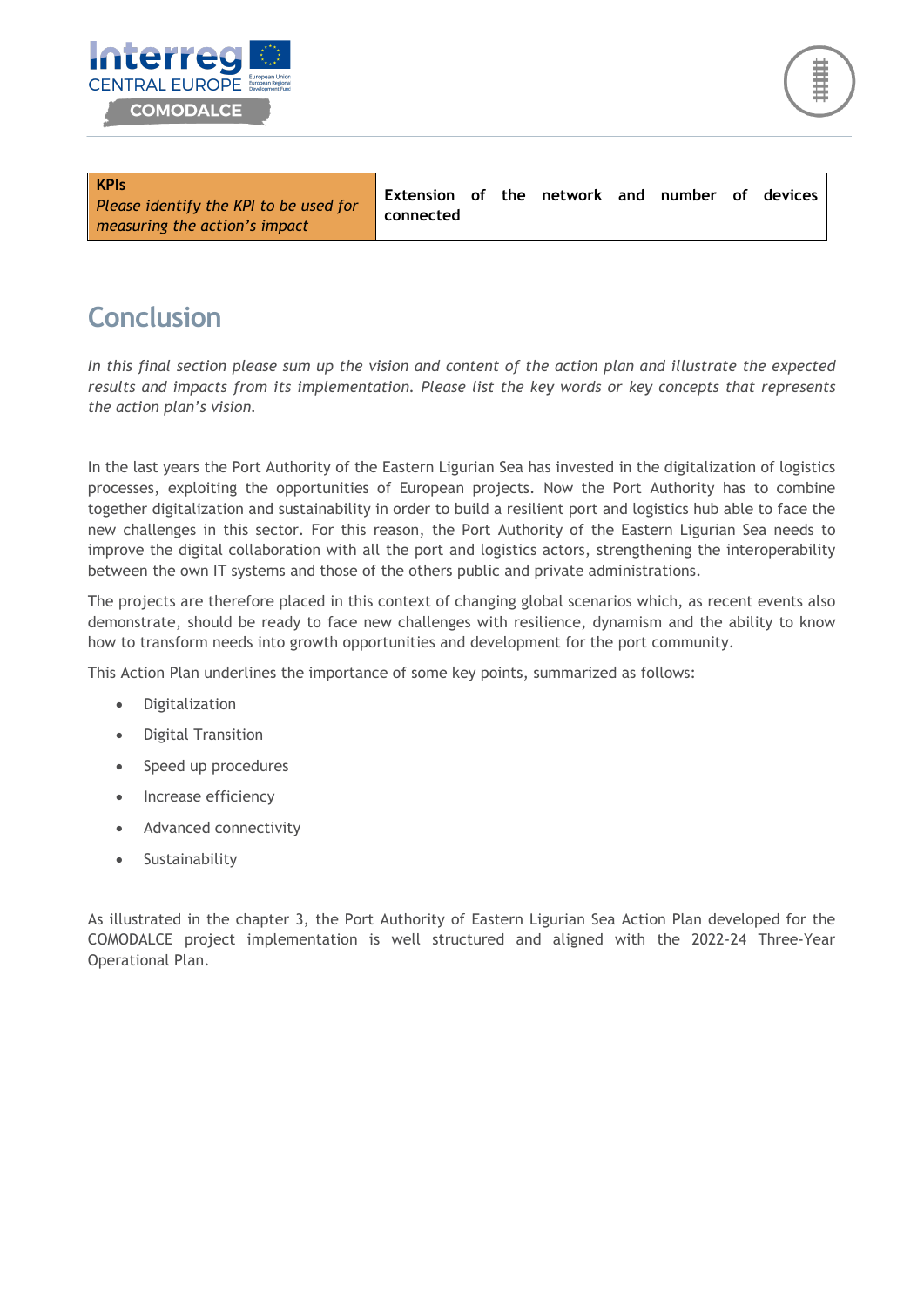| | |
|---|---|
| **KPIs**<br>*Please identify the KPI to be used for measuring the action's impact* | **Extension of the network and number of devices connected** |

## Conclusion

*In this final section please sum up the vision and content of the action plan and illustrate the expected results and impacts from its implementation. Please list the key words or key concepts that represents the action plan's vision.*

In the last years the Port Authority of the Eastern Ligurian Sea has invested in the digitalization of logistics processes, exploiting the opportunities of European projects. Now the Port Authority has to combine together digitalization and sustainability in order to build a resilient port and logistics hub able to face the new challenges in this sector. For this reason, the Port Authority of the Eastern Ligurian Sea needs to improve the digital collaboration with all the port and logistics actors, strengthening the interoperability between the own IT systems and those of the others public and private administrations.

The projects are therefore placed in this context of changing global scenarios which, as recent events also demonstrate, should be ready to face new challenges with resilience, dynamism and the ability to know how to transform needs into growth opportunities and development for the port community.

This Action Plan underlines the importance of some key points, summarized as follows:

- Digitalization
- Digital Transition
- Speed up procedures
- Increase efficiency
- Advanced connectivity
- Sustainability

As illustrated in the chapter 3, the Port Authority of Eastern Ligurian Sea Action Plan developed for the COMODALCE project implementation is well structured and aligned with the 2022-24 Three-Year Operational Plan.